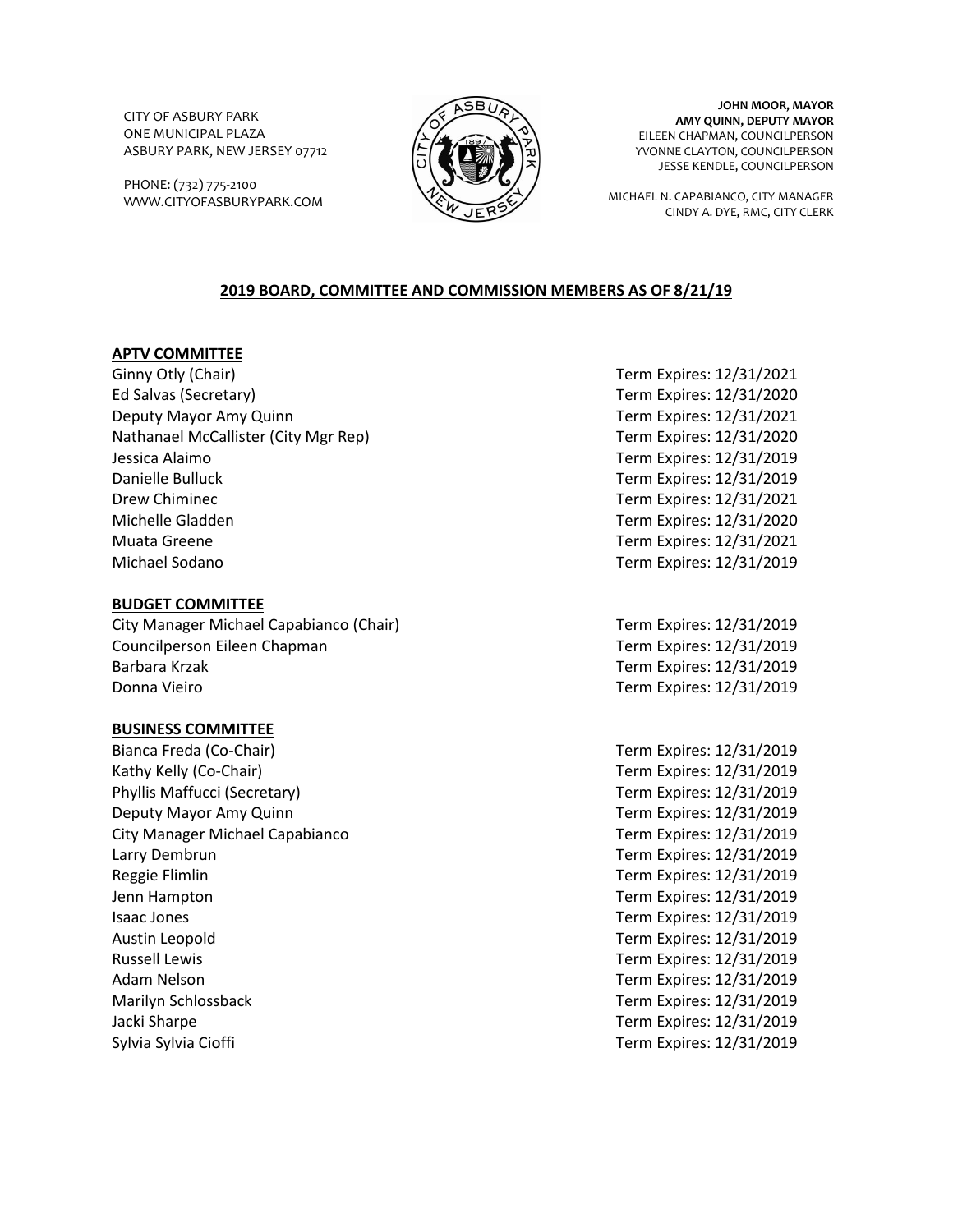CITY OF ASBURY PARK
ONE MUNICIPAL PLAZA
ASBURY PARK, NEW JERSEY 07712

PHONE: (732) 775-2100
WWW.CITYOFASBURYPARK.COM

**JOHN MOOR, MAYOR**
**AMY QUINN, DEPUTY MAYOR**
EILEEN CHAPMAN, COUNCILPERSON
YVONNE CLAYTON, COUNCILPERSON
JESSE KENDLE, COUNCILPERSON

MICHAEL N. CAPABIANCO, CITY MANAGER
CINDY A. DYE, RMC, CITY CLERK

## 2019 BOARD, COMMITTEE AND COMMISSION MEMBERS AS OF 8/21/19

### APTV COMMITTEE

| Member | Term |
|---|---|
| Ginny Otly (Chair) | Term Expires: 12/31/2021 |
| Ed Salvas (Secretary) | Term Expires: 12/31/2020 |
| Deputy Mayor Amy Quinn | Term Expires: 12/31/2021 |
| Nathanael McCallister (City Mgr Rep) | Term Expires: 12/31/2020 |
| Jessica Alaimo | Term Expires: 12/31/2019 |
| Danielle Bulluck | Term Expires: 12/31/2019 |
| Drew Chiminec | Term Expires: 12/31/2021 |
| Michelle Gladden | Term Expires: 12/31/2020 |
| Muata Greene | Term Expires: 12/31/2021 |
| Michael Sodano | Term Expires: 12/31/2019 |

### BUDGET COMMITTEE

| Member | Term |
|---|---|
| City Manager Michael Capabianco (Chair) | Term Expires: 12/31/2019 |
| Councilperson Eileen Chapman | Term Expires: 12/31/2019 |
| Barbara Krzak | Term Expires: 12/31/2019 |
| Donna Vieiro | Term Expires: 12/31/2019 |

### BUSINESS COMMITTEE

| Member | Term |
|---|---|
| Bianca Freda (Co-Chair) | Term Expires: 12/31/2019 |
| Kathy Kelly (Co-Chair) | Term Expires: 12/31/2019 |
| Phyllis Maffucci (Secretary) | Term Expires: 12/31/2019 |
| Deputy Mayor Amy Quinn | Term Expires: 12/31/2019 |
| City Manager Michael Capabianco | Term Expires: 12/31/2019 |
| Larry Dembrun | Term Expires: 12/31/2019 |
| Reggie Flimlin | Term Expires: 12/31/2019 |
| Jenn Hampton | Term Expires: 12/31/2019 |
| Isaac Jones | Term Expires: 12/31/2019 |
| Austin Leopold | Term Expires: 12/31/2019 |
| Russell Lewis | Term Expires: 12/31/2019 |
| Adam Nelson | Term Expires: 12/31/2019 |
| Marilyn Schlossback | Term Expires: 12/31/2019 |
| Jacki Sharpe | Term Expires: 12/31/2019 |
| Sylvia Sylvia Cioffi | Term Expires: 12/31/2019 |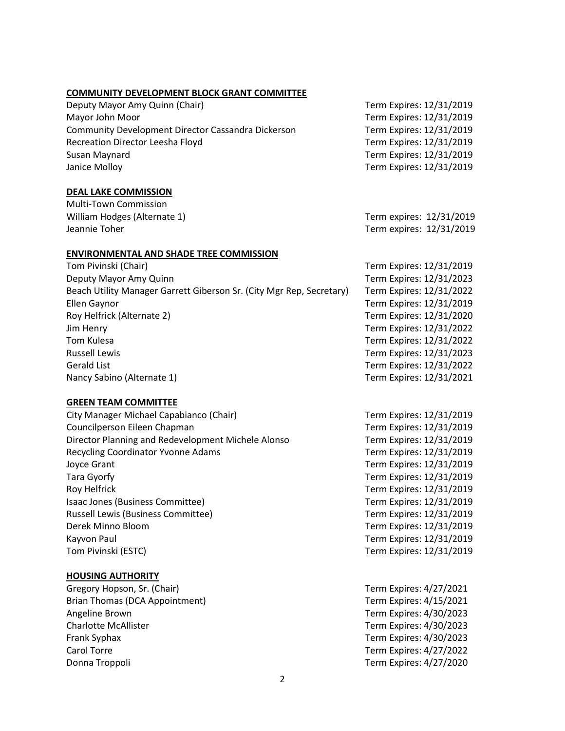**COMMUNITY DEVELOPMENT BLOCK GRANT COMMITTEE**

| | |
|---|---|
| Deputy Mayor Amy Quinn (Chair) | Term Expires: 12/31/2019 |
| Mayor John Moor | Term Expires: 12/31/2019 |
| Community Development Director Cassandra Dickerson | Term Expires: 12/31/2019 |
| Recreation Director Leesha Floyd | Term Expires: 12/31/2019 |
| Susan Maynard | Term Expires: 12/31/2019 |
| Janice Molloy | Term Expires: 12/31/2019 |

**DEAL LAKE COMMISSION**

Multi-Town Commission

| | |
|---|---|
| William Hodges (Alternate 1) | Term expires: 12/31/2019 |
| Jeannie Toher | Term expires: 12/31/2019 |

**ENVIRONMENTAL AND SHADE TREE COMMISSION**

| | |
|---|---|
| Tom Pivinski (Chair) | Term Expires: 12/31/2019 |
| Deputy Mayor Amy Quinn | Term Expires: 12/31/2023 |
| Beach Utility Manager Garrett Giberson Sr. (City Mgr Rep, Secretary) | Term Expires: 12/31/2022 |
| Ellen Gaynor | Term Expires: 12/31/2019 |
| Roy Helfrick (Alternate 2) | Term Expires: 12/31/2020 |
| Jim Henry | Term Expires: 12/31/2022 |
| Tom Kulesa | Term Expires: 12/31/2022 |
| Russell Lewis | Term Expires: 12/31/2023 |
| Gerald List | Term Expires: 12/31/2022 |
| Nancy Sabino (Alternate 1) | Term Expires: 12/31/2021 |

**GREEN TEAM COMMITTEE**

| | |
|---|---|
| City Manager Michael Capabianco (Chair) | Term Expires: 12/31/2019 |
| Councilperson Eileen Chapman | Term Expires: 12/31/2019 |
| Director Planning and Redevelopment Michele Alonso | Term Expires: 12/31/2019 |
| Recycling Coordinator Yvonne Adams | Term Expires: 12/31/2019 |
| Joyce Grant | Term Expires: 12/31/2019 |
| Tara Gyorfy | Term Expires: 12/31/2019 |
| Roy Helfrick | Term Expires: 12/31/2019 |
| Isaac Jones (Business Committee) | Term Expires: 12/31/2019 |
| Russell Lewis (Business Committee) | Term Expires: 12/31/2019 |
| Derek Minno Bloom | Term Expires: 12/31/2019 |
| Kayvon Paul | Term Expires: 12/31/2019 |
| Tom Pivinski (ESTC) | Term Expires: 12/31/2019 |

**HOUSING AUTHORITY**

| | |
|---|---|
| Gregory Hopson, Sr. (Chair) | Term Expires: 4/27/2021 |
| Brian Thomas (DCA Appointment) | Term Expires: 4/15/2021 |
| Angeline Brown | Term Expires: 4/30/2023 |
| Charlotte McAllister | Term Expires: 4/30/2023 |
| Frank Syphax | Term Expires: 4/30/2023 |
| Carol Torre | Term Expires: 4/27/2022 |
| Donna Troppoli | Term Expires: 4/27/2020 |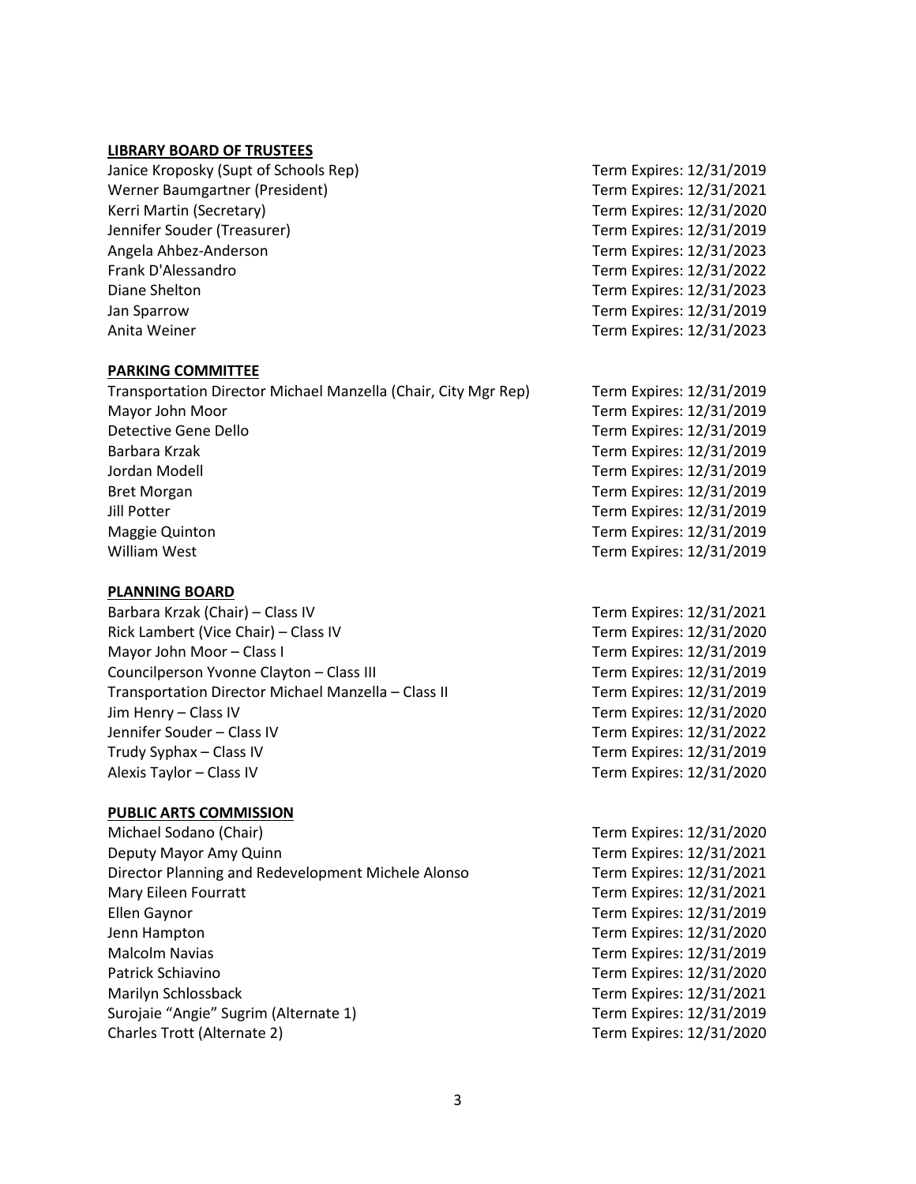**LIBRARY BOARD OF TRUSTEES**

| | |
|---|---|
| Janice Kroposky (Supt of Schools Rep) | Term Expires: 12/31/2019 |
| Werner Baumgartner (President) | Term Expires: 12/31/2021 |
| Kerri Martin (Secretary) | Term Expires: 12/31/2020 |
| Jennifer Souder (Treasurer) | Term Expires: 12/31/2019 |
| Angela Ahbez-Anderson | Term Expires: 12/31/2023 |
| Frank D'Alessandro | Term Expires: 12/31/2022 |
| Diane Shelton | Term Expires: 12/31/2023 |
| Jan Sparrow | Term Expires: 12/31/2019 |
| Anita Weiner | Term Expires: 12/31/2023 |

**PARKING COMMITTEE**

| | |
|---|---|
| Transportation Director Michael Manzella (Chair, City Mgr Rep) | Term Expires: 12/31/2019 |
| Mayor John Moor | Term Expires: 12/31/2019 |
| Detective Gene Dello | Term Expires: 12/31/2019 |
| Barbara Krzak | Term Expires: 12/31/2019 |
| Jordan Modell | Term Expires: 12/31/2019 |
| Bret Morgan | Term Expires: 12/31/2019 |
| Jill Potter | Term Expires: 12/31/2019 |
| Maggie Quinton | Term Expires: 12/31/2019 |
| William West | Term Expires: 12/31/2019 |

**PLANNING BOARD**

| | |
|---|---|
| Barbara Krzak (Chair) – Class IV | Term Expires: 12/31/2021 |
| Rick Lambert (Vice Chair) – Class IV | Term Expires: 12/31/2020 |
| Mayor John Moor – Class I | Term Expires: 12/31/2019 |
| Councilperson Yvonne Clayton – Class III | Term Expires: 12/31/2019 |
| Transportation Director Michael Manzella – Class II | Term Expires: 12/31/2019 |
| Jim Henry – Class IV | Term Expires: 12/31/2020 |
| Jennifer Souder – Class IV | Term Expires: 12/31/2022 |
| Trudy Syphax – Class IV | Term Expires: 12/31/2019 |
| Alexis Taylor – Class IV | Term Expires: 12/31/2020 |

**PUBLIC ARTS COMMISSION**

| | |
|---|---|
| Michael Sodano (Chair) | Term Expires: 12/31/2020 |
| Deputy Mayor Amy Quinn | Term Expires: 12/31/2021 |
| Director Planning and Redevelopment Michele Alonso | Term Expires: 12/31/2021 |
| Mary Eileen Fourratt | Term Expires: 12/31/2021 |
| Ellen Gaynor | Term Expires: 12/31/2019 |
| Jenn Hampton | Term Expires: 12/31/2020 |
| Malcolm Navias | Term Expires: 12/31/2019 |
| Patrick Schiavino | Term Expires: 12/31/2020 |
| Marilyn Schlossback | Term Expires: 12/31/2021 |
| Surojaie "Angie" Sugrim (Alternate 1) | Term Expires: 12/31/2019 |
| Charles Trott (Alternate 2) | Term Expires: 12/31/2020 |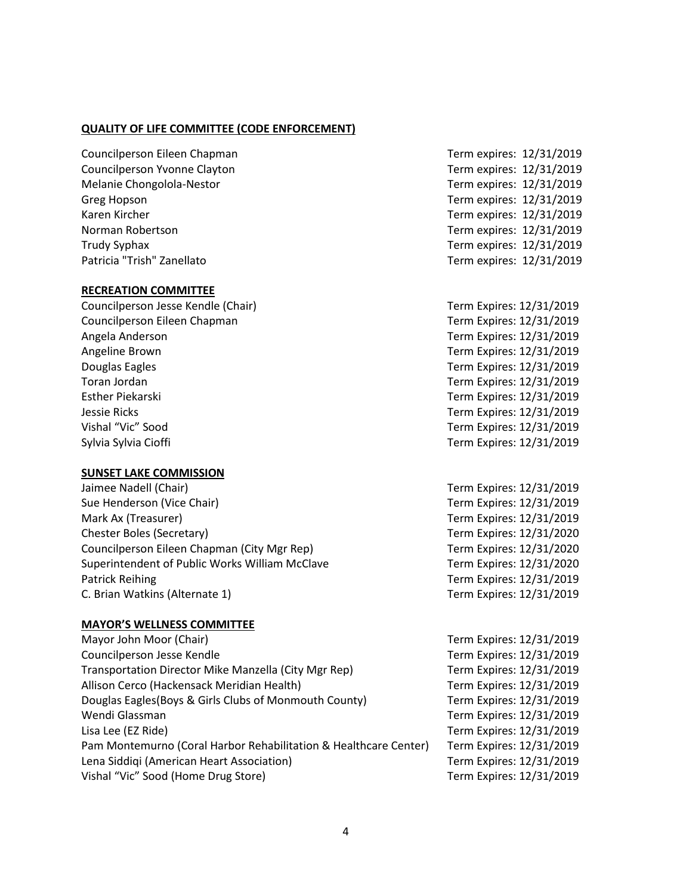**QUALITY OF LIFE COMMITTEE (CODE ENFORCEMENT)**

| | |
|---|---|
| Councilperson Eileen Chapman | Term expires: 12/31/2019 |
| Councilperson Yvonne Clayton | Term expires: 12/31/2019 |
| Melanie Chongolola-Nestor | Term expires: 12/31/2019 |
| Greg Hopson | Term expires: 12/31/2019 |
| Karen Kircher | Term expires: 12/31/2019 |
| Norman Robertson | Term expires: 12/31/2019 |
| Trudy Syphax | Term expires: 12/31/2019 |
| Patricia "Trish" Zanellato | Term expires: 12/31/2019 |

**RECREATION COMMITTEE**

| | |
|---|---|
| Councilperson Jesse Kendle (Chair) | Term Expires: 12/31/2019 |
| Councilperson Eileen Chapman | Term Expires: 12/31/2019 |
| Angela Anderson | Term Expires: 12/31/2019 |
| Angeline Brown | Term Expires: 12/31/2019 |
| Douglas Eagles | Term Expires: 12/31/2019 |
| Toran Jordan | Term Expires: 12/31/2019 |
| Esther Piekarski | Term Expires: 12/31/2019 |
| Jessie Ricks | Term Expires: 12/31/2019 |
| Vishal "Vic" Sood | Term Expires: 12/31/2019 |
| Sylvia Sylvia Cioffi | Term Expires: 12/31/2019 |

**SUNSET LAKE COMMISSION**

| | |
|---|---|
| Jaimee Nadell (Chair) | Term Expires: 12/31/2019 |
| Sue Henderson (Vice Chair) | Term Expires: 12/31/2019 |
| Mark Ax (Treasurer) | Term Expires: 12/31/2019 |
| Chester Boles (Secretary) | Term Expires: 12/31/2020 |
| Councilperson Eileen Chapman (City Mgr Rep) | Term Expires: 12/31/2020 |
| Superintendent of Public Works William McClave | Term Expires: 12/31/2020 |
| Patrick Reihing | Term Expires: 12/31/2019 |
| C. Brian Watkins (Alternate 1) | Term Expires: 12/31/2019 |

**MAYOR'S WELLNESS COMMITTEE**

| | |
|---|---|
| Mayor John Moor (Chair) | Term Expires: 12/31/2019 |
| Councilperson Jesse Kendle | Term Expires: 12/31/2019 |
| Transportation Director Mike Manzella (City Mgr Rep) | Term Expires: 12/31/2019 |
| Allison Cerco (Hackensack Meridian Health) | Term Expires: 12/31/2019 |
| Douglas Eagles(Boys & Girls Clubs of Monmouth County) | Term Expires: 12/31/2019 |
| Wendi Glassman | Term Expires: 12/31/2019 |
| Lisa Lee (EZ Ride) | Term Expires: 12/31/2019 |
| Pam Montemurno (Coral Harbor Rehabilitation & Healthcare Center) | Term Expires: 12/31/2019 |
| Lena Siddiqi (American Heart Association) | Term Expires: 12/31/2019 |
| Vishal "Vic" Sood (Home Drug Store) | Term Expires: 12/31/2019 |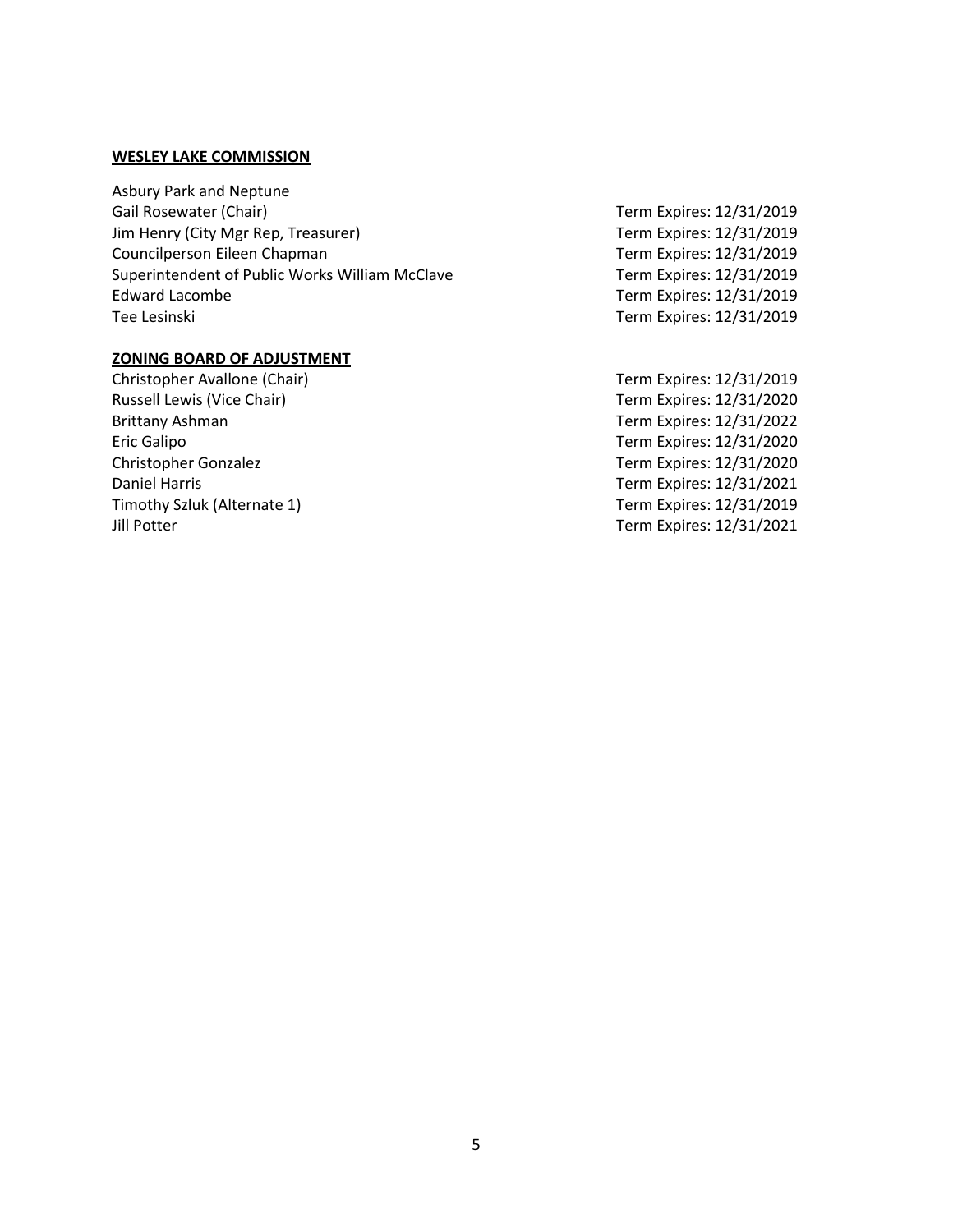**WESLEY LAKE COMMISSION**

Asbury Park and Neptune

| | |
|---|---|
| Gail Rosewater (Chair) | Term Expires: 12/31/2019 |
| Jim Henry (City Mgr Rep, Treasurer) | Term Expires: 12/31/2019 |
| Councilperson Eileen Chapman | Term Expires: 12/31/2019 |
| Superintendent of Public Works William McClave | Term Expires: 12/31/2019 |
| Edward Lacombe | Term Expires: 12/31/2019 |
| Tee Lesinski | Term Expires: 12/31/2019 |

**ZONING BOARD OF ADJUSTMENT**

| | |
|---|---|
| Christopher Avallone (Chair) | Term Expires: 12/31/2019 |
| Russell Lewis (Vice Chair) | Term Expires: 12/31/2020 |
| Brittany Ashman | Term Expires: 12/31/2022 |
| Eric Galipo | Term Expires: 12/31/2020 |
| Christopher Gonzalez | Term Expires: 12/31/2020 |
| Daniel Harris | Term Expires: 12/31/2021 |
| Timothy Szluk (Alternate 1) | Term Expires: 12/31/2019 |
| Jill Potter | Term Expires: 12/31/2021 |